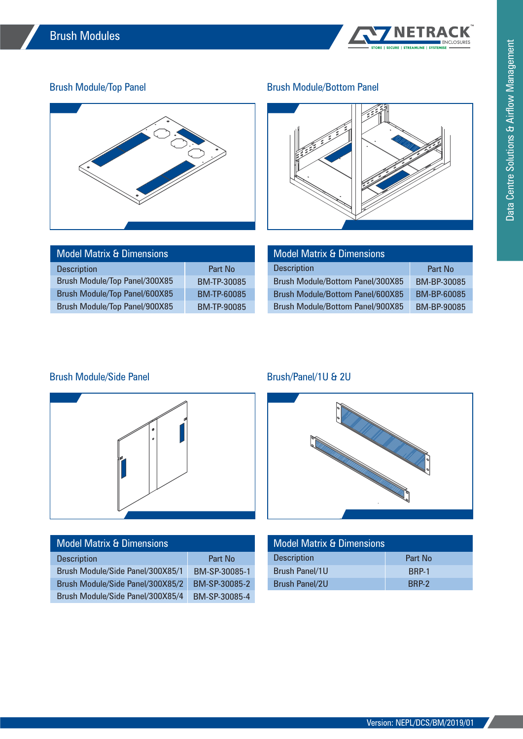# Brush Modules

## Brush Module/Top Panel

**Model Matrix & Dimensions**

| Description | Part No |
|---|---|
| Brush Module/Top Panel/300X85 | BM-TP-30085 |
| Brush Module/Top Panel/600X85 | BM-TP-60085 |
| Brush Module/Top Panel/900X85 | BM-TP-90085 |

## Brush Module/Bottom Panel

**Model Matrix & Dimensions**

| Description | Part No |
|---|---|
| Brush Module/Bottom Panel/300X85 | BM-BP-30085 |
| Brush Module/Bottom Panel/600X85 | BM-BP-60085 |
| Brush Module/Bottom Panel/900X85 | BM-BP-90085 |

## Brush Module/Side Panel

**Model Matrix & Dimensions**

| Description | Part No |
|---|---|
| Brush Module/Side Panel/300X85/1 | BM-SP-30085-1 |
| Brush Module/Side Panel/300X85/2 | BM-SP-30085-2 |
| Brush Module/Side Panel/300X85/4 | BM-SP-30085-4 |

## Brush/Panel/1U & 2U

**Model Matrix & Dimensions**

| Description | Part No |
|---|---|
| Brush Panel/1U | BRP-1 |
| Brush Panel/2U | BRP-2 |

Version: NEPL/DCS/BM/2019/01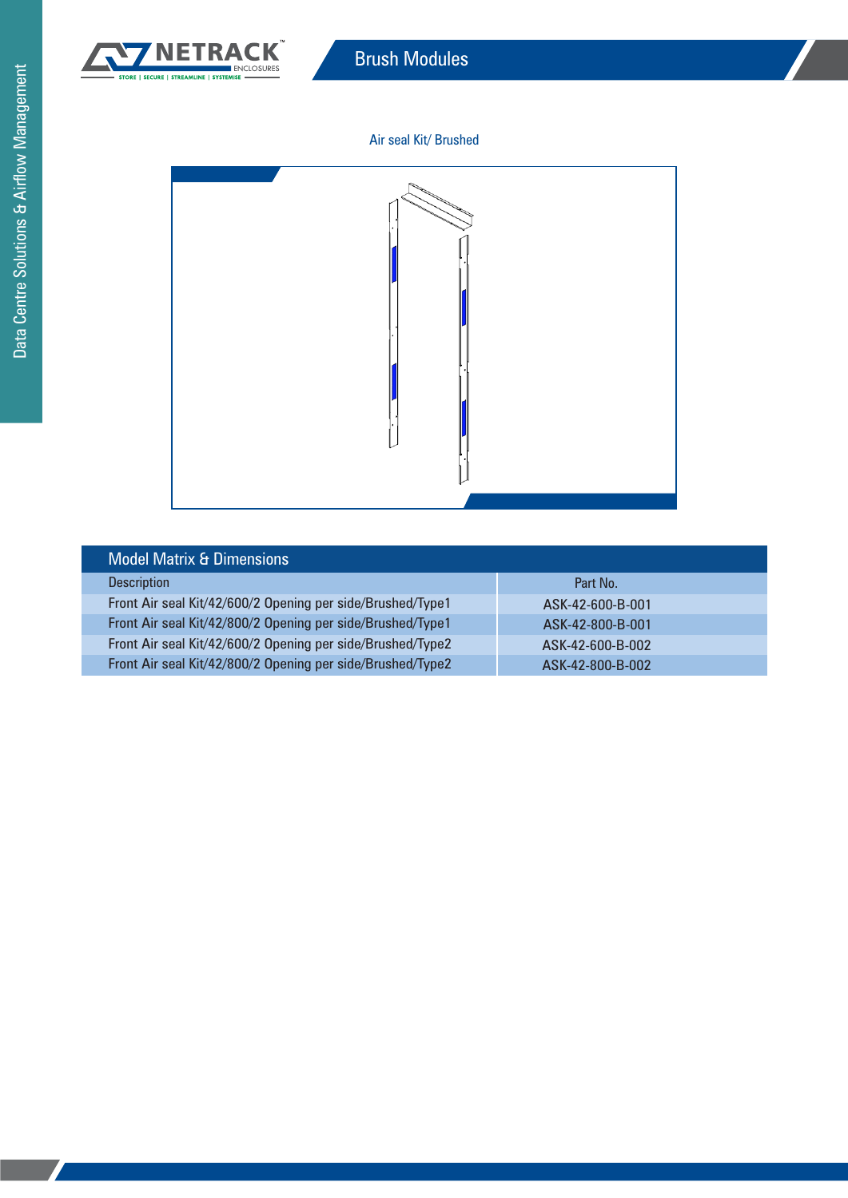# Brush Modules

Air seal Kit/ Brushed

## Model Matrix & Dimensions

| Description | Part No. |
|---|---|
| Front Air seal Kit/42/600/2 Opening per side/Brushed/Type1 | ASK-42-600-B-001 |
| Front Air seal Kit/42/800/2 Opening per side/Brushed/Type1 | ASK-42-800-B-001 |
| Front Air seal Kit/42/600/2 Opening per side/Brushed/Type2 | ASK-42-600-B-002 |
| Front Air seal Kit/42/800/2 Opening per side/Brushed/Type2 | ASK-42-800-B-002 |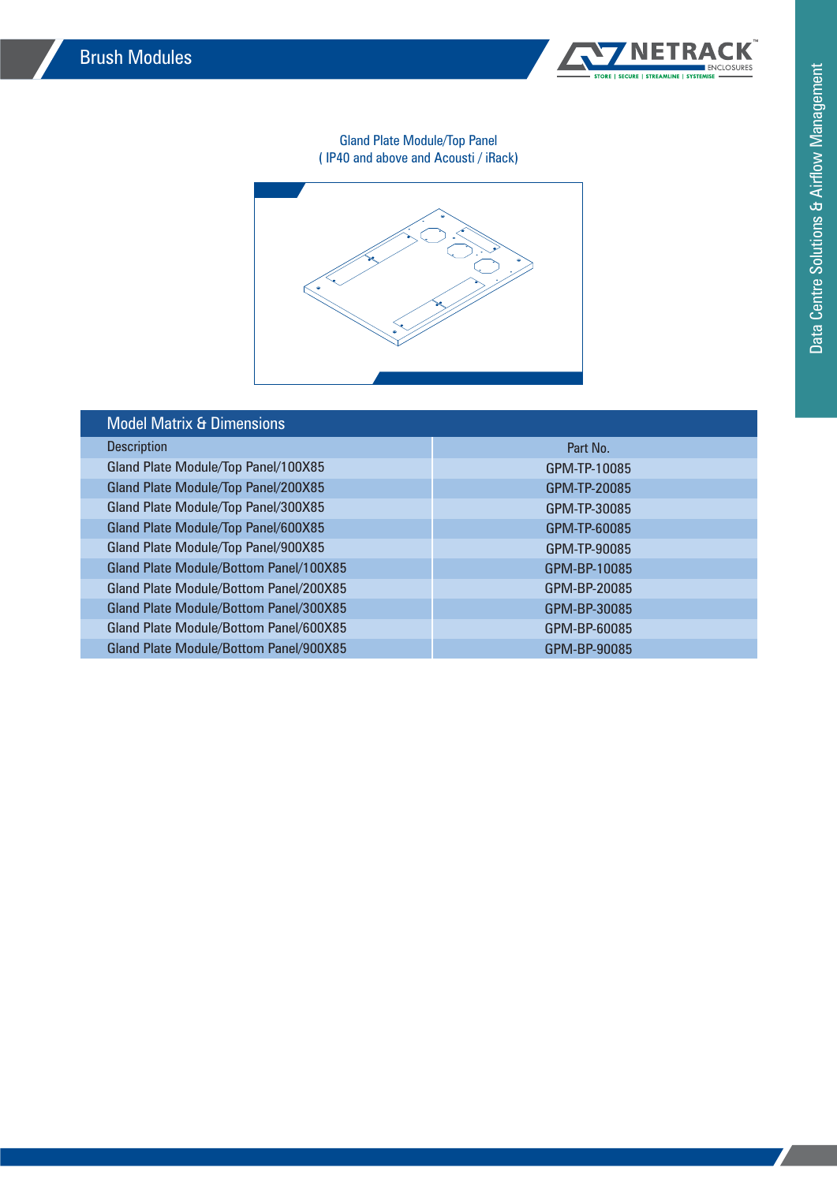# Brush Modules

Gland Plate Module/Top Panel
( IP40 and above and Acousti / iRack)

## Model Matrix & Dimensions

| Description | Part No. |
|---|---|
| Gland Plate Module/Top Panel/100X85 | GPM-TP-10085 |
| Gland Plate Module/Top Panel/200X85 | GPM-TP-20085 |
| Gland Plate Module/Top Panel/300X85 | GPM-TP-30085 |
| Gland Plate Module/Top Panel/600X85 | GPM-TP-60085 |
| Gland Plate Module/Top Panel/900X85 | GPM-TP-90085 |
| Gland Plate Module/Bottom Panel/100X85 | GPM-BP-10085 |
| Gland Plate Module/Bottom Panel/200X85 | GPM-BP-20085 |
| Gland Plate Module/Bottom Panel/300X85 | GPM-BP-30085 |
| Gland Plate Module/Bottom Panel/600X85 | GPM-BP-60085 |
| Gland Plate Module/Bottom Panel/900X85 | GPM-BP-90085 |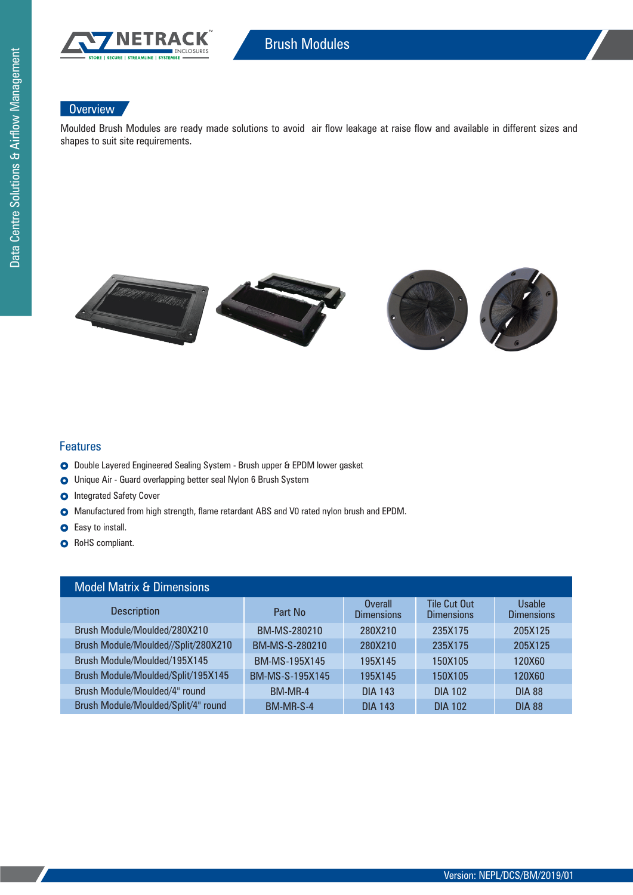# Brush Modules

## Overview

Moulded Brush Modules are ready made solutions to avoid air flow leakage at raise flow and available in different sizes and shapes to suit site requirements.

## Features

- Double Layered Engineered Sealing System - Brush upper & EPDM lower gasket
- Unique Air - Guard overlapping better seal Nylon 6 Brush System
- Integrated Safety Cover
- Manufactured from high strength, flame retardant ABS and V0 rated nylon brush and EPDM.
- Easy to install.
- RoHS compliant.

## Model Matrix & Dimensions

| Description | Part No | Overall Dimensions | Tile Cut Out Dimensions | Usable Dimensions |
|---|---|---|---|---|
| Brush Module/Moulded/280X210 | BM-MS-280210 | 280X210 | 235X175 | 205X125 |
| Brush Module/Moulded//Split/280X210 | BM-MS-S-280210 | 280X210 | 235X175 | 205X125 |
| Brush Module/Moulded/195X145 | BM-MS-195X145 | 195X145 | 150X105 | 120X60 |
| Brush Module/Moulded/Split/195X145 | BM-MS-S-195X145 | 195X145 | 150X105 | 120X60 |
| Brush Module/Moulded/4" round | BM-MR-4 | DIA 143 | DIA 102 | DIA 88 |
| Brush Module/Moulded/Split/4" round | BM-MR-S-4 | DIA 143 | DIA 102 | DIA 88 |

Version: NEPL/DCS/BM/2019/01